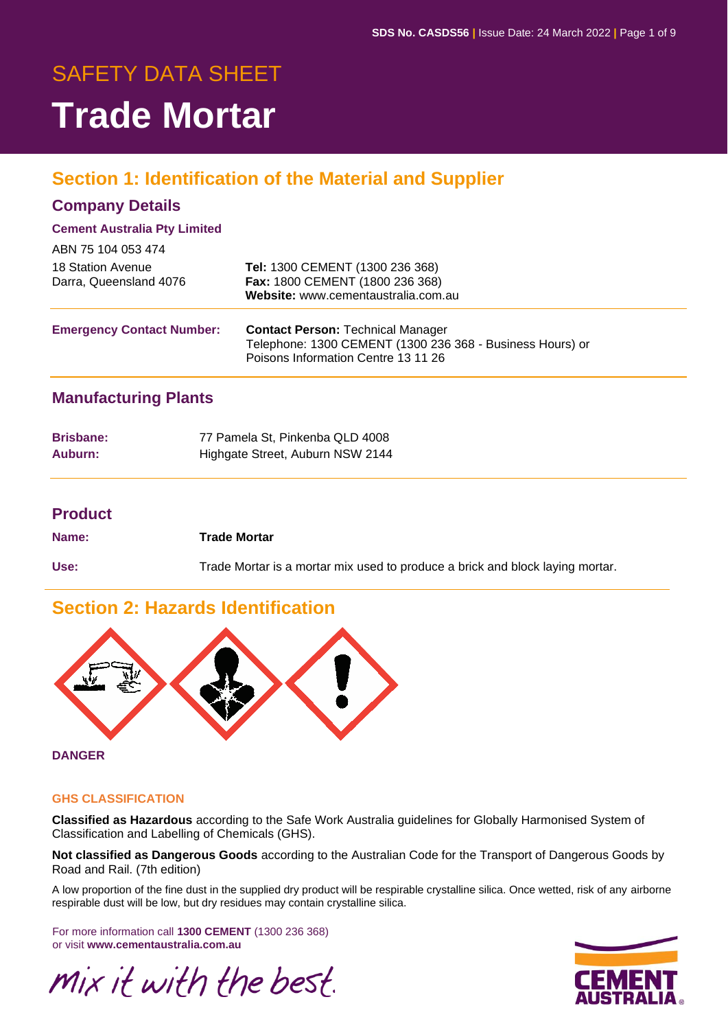# SAFETY DATA SHEET

# Trade Mortar

## Section 1: Identification of the Material and Supplier

### Company Details

**Cement Australia Pty Limited**

ABN 75 104 053 474

18 Station Avenue
Darra, Queensland 4076

**Tel:** 1300 CEMENT (1300 236 368)
**Fax:** 1800 CEMENT (1800 236 368)
**Website:** www.cementaustralia.com.au

**Emergency Contact Number:**

**Contact Person:** Technical Manager
Telephone: 1300 CEMENT (1300 236 368 - Business Hours) or
Poisons Information Centre 13 11 26

### Manufacturing Plants

| | |
|---|---|
| **Brisbane:** | 77 Pamela St, Pinkenba QLD 4008 |
| **Auburn:** | Highgate Street, Auburn NSW 2144 |

### Product

| | |
|---|---|
| **Name:** | **Trade Mortar** |
| **Use:** | Trade Mortar is a mortar mix used to produce a brick and block laying mortar. |

## Section 2: Hazards Identification

**DANGER**

**GHS CLASSIFICATION**

**Classified as Hazardous** according to the Safe Work Australia guidelines for Globally Harmonised System of Classification and Labelling of Chemicals (GHS).

**Not classified as Dangerous Goods** according to the Australian Code for the Transport of Dangerous Goods by Road and Rail. (7th edition)

A low proportion of the fine dust in the supplied dry product will be respirable crystalline silica. Once wetted, risk of any airborne respirable dust will be low, but dry residues may contain crystalline silica.

For more information call **1300 CEMENT** (1300 236 368)
or visit **www.cementaustralia.com.au**

*mix it with the best.*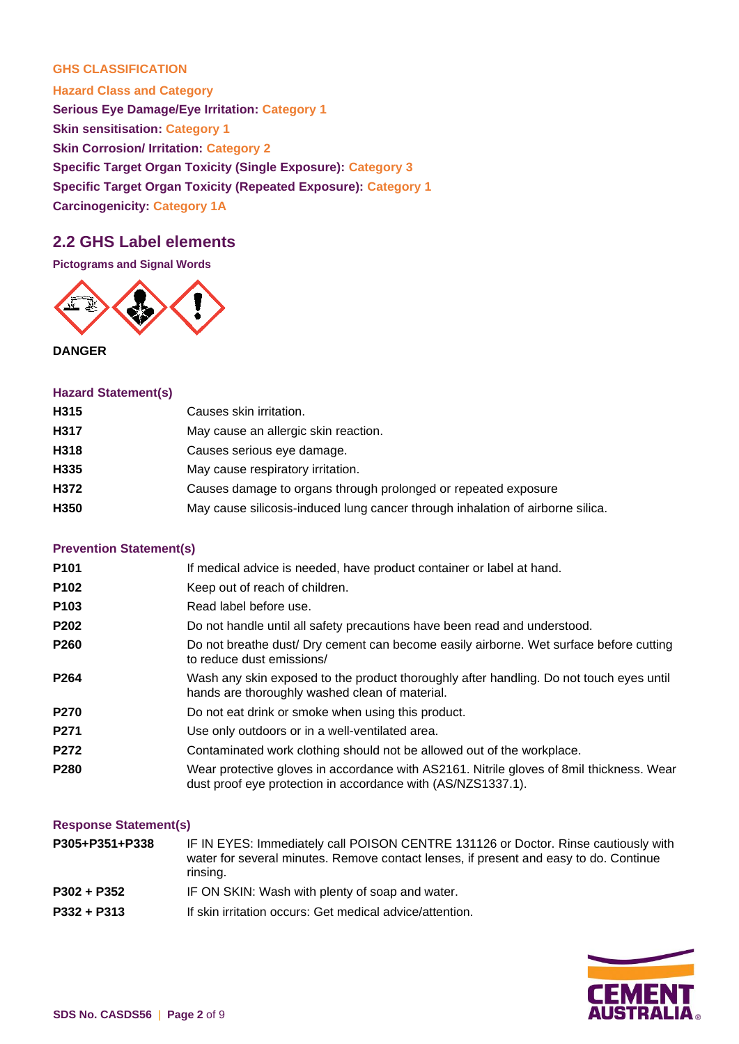**GHS CLASSIFICATION**

**Hazard Class and Category**

**Serious Eye Damage/Eye Irritation: Category 1**

**Skin sensitisation: Category 1**

**Skin Corrosion/ Irritation: Category 2**

**Specific Target Organ Toxicity (Single Exposure): Category 3**

**Specific Target Organ Toxicity (Repeated Exposure): Category 1**

**Carcinogenicity: Category 1A**

## 2.2 GHS Label elements

**Pictograms and Signal Words**

**DANGER**

**Hazard Statement(s)**

| | |
|---|---|
| **H315** | Causes skin irritation. |
| **H317** | May cause an allergic skin reaction. |
| **H318** | Causes serious eye damage. |
| **H335** | May cause respiratory irritation. |
| **H372** | Causes damage to organs through prolonged or repeated exposure |
| **H350** | May cause silicosis-induced lung cancer through inhalation of airborne silica. |

**Prevention Statement(s)**

| | |
|---|---|
| **P101** | If medical advice is needed, have product container or label at hand. |
| **P102** | Keep out of reach of children. |
| **P103** | Read label before use. |
| **P202** | Do not handle until all safety precautions have been read and understood. |
| **P260** | Do not breathe dust/ Dry cement can become easily airborne. Wet surface before cutting to reduce dust emissions/ |
| **P264** | Wash any skin exposed to the product thoroughly after handling. Do not touch eyes until hands are thoroughly washed clean of material. |
| **P270** | Do not eat drink or smoke when using this product. |
| **P271** | Use only outdoors or in a well-ventilated area. |
| **P272** | Contaminated work clothing should not be allowed out of the workplace. |
| **P280** | Wear protective gloves in accordance with AS2161. Nitrile gloves of 8mil thickness. Wear dust proof eye protection in accordance with (AS/NZS1337.1). |

**Response Statement(s)**

| | |
|---|---|
| **P305+P351+P338** | IF IN EYES: Immediately call POISON CENTRE 131126 or Doctor. Rinse cautiously with water for several minutes. Remove contact lenses, if present and easy to do. Continue rinsing. |
| **P302 + P352** | IF ON SKIN: Wash with plenty of soap and water. |
| **P332 + P313** | If skin irritation occurs: Get medical advice/attention. |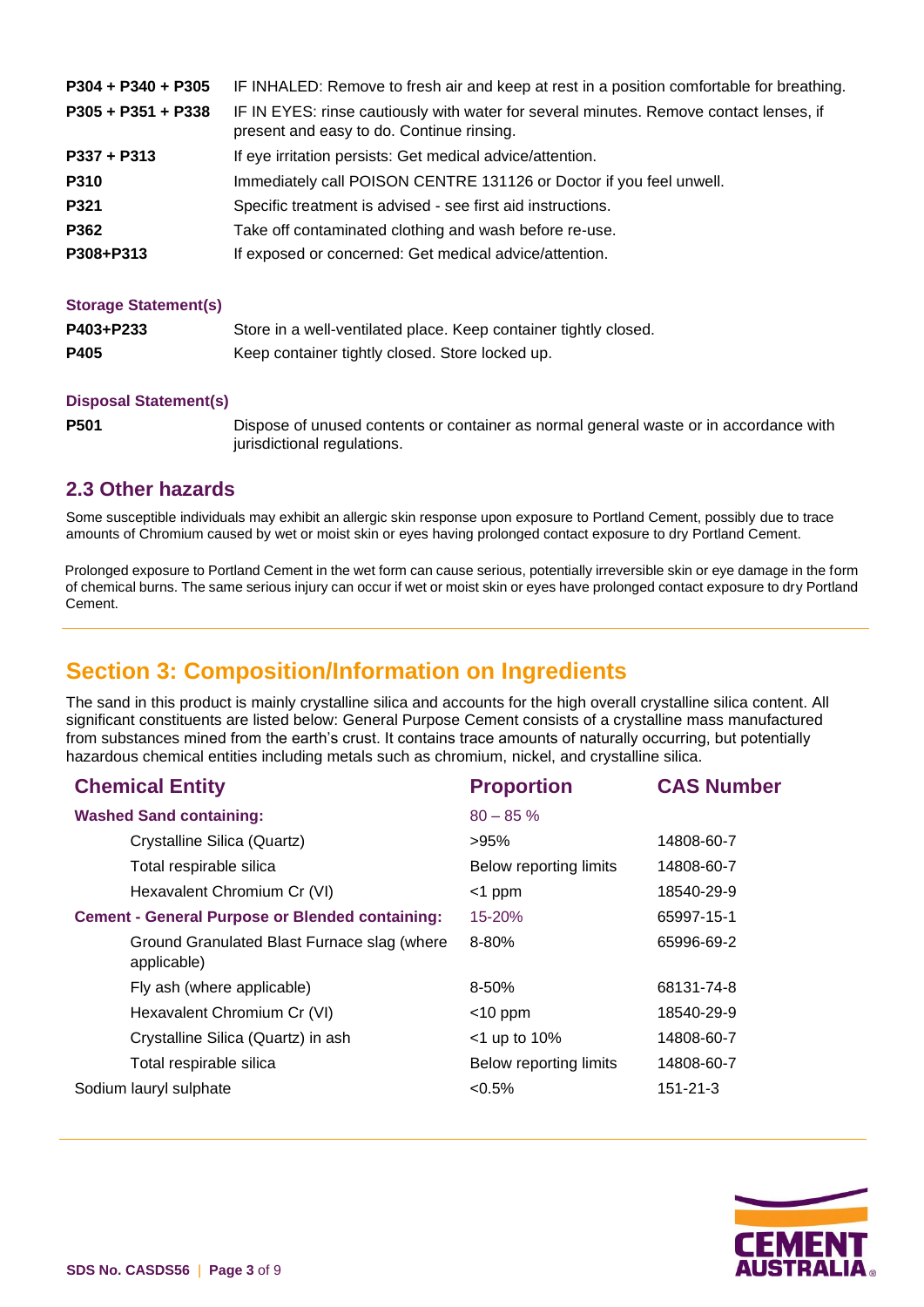| | |
|---|---|
| **P304 + P340 + P305** | IF INHALED: Remove to fresh air and keep at rest in a position comfortable for breathing. |
| **P305 + P351 + P338** | IF IN EYES: rinse cautiously with water for several minutes. Remove contact lenses, if present and easy to do. Continue rinsing. |
| **P337 + P313** | If eye irritation persists: Get medical advice/attention. |
| **P310** | Immediately call POISON CENTRE 131126 or Doctor if you feel unwell. |
| **P321** | Specific treatment is advised - see first aid instructions. |
| **P362** | Take off contaminated clothing and wash before re-use. |
| **P308+P313** | If exposed or concerned: Get medical advice/attention. |

**Storage Statement(s)**

| | |
|---|---|
| **P403+P233** | Store in a well-ventilated place. Keep container tightly closed. |
| **P405** | Keep container tightly closed. Store locked up. |

**Disposal Statement(s)**

| | |
|---|---|
| **P501** | Dispose of unused contents or container as normal general waste or in accordance with jurisdictional regulations. |

## 2.3 Other hazards

Some susceptible individuals may exhibit an allergic skin response upon exposure to Portland Cement, possibly due to trace amounts of Chromium caused by wet or moist skin or eyes having prolonged contact exposure to dry Portland Cement.

Prolonged exposure to Portland Cement in the wet form can cause serious, potentially irreversible skin or eye damage in the form of chemical burns. The same serious injury can occur if wet or moist skin or eyes have prolonged contact exposure to dry Portland Cement.

# Section 3: Composition/Information on Ingredients

The sand in this product is mainly crystalline silica and accounts for the high overall crystalline silica content. All significant constituents are listed below: General Purpose Cement consists of a crystalline mass manufactured from substances mined from the earth's crust. It contains trace amounts of naturally occurring, but potentially hazardous chemical entities including metals such as chromium, nickel, and crystalline silica.

| Chemical Entity | Proportion | CAS Number |
|---|---|---|
| **Washed Sand containing:** | 80 – 85 % | |
| Crystalline Silica (Quartz) | >95% | 14808-60-7 |
| Total respirable silica | Below reporting limits | 14808-60-7 |
| Hexavalent Chromium Cr (VI) | <1 ppm | 18540-29-9 |
| **Cement - General Purpose or Blended containing:** | 15-20% | 65997-15-1 |
| Ground Granulated Blast Furnace slag (where applicable) | 8-80% | 65996-69-2 |
| Fly ash (where applicable) | 8-50% | 68131-74-8 |
| Hexavalent Chromium Cr (VI) | <10 ppm | 18540-29-9 |
| Crystalline Silica (Quartz) in ash | <1 up to 10% | 14808-60-7 |
| Total respirable silica | Below reporting limits | 14808-60-7 |
| Sodium lauryl sulphate | <0.5% | 151-21-3 |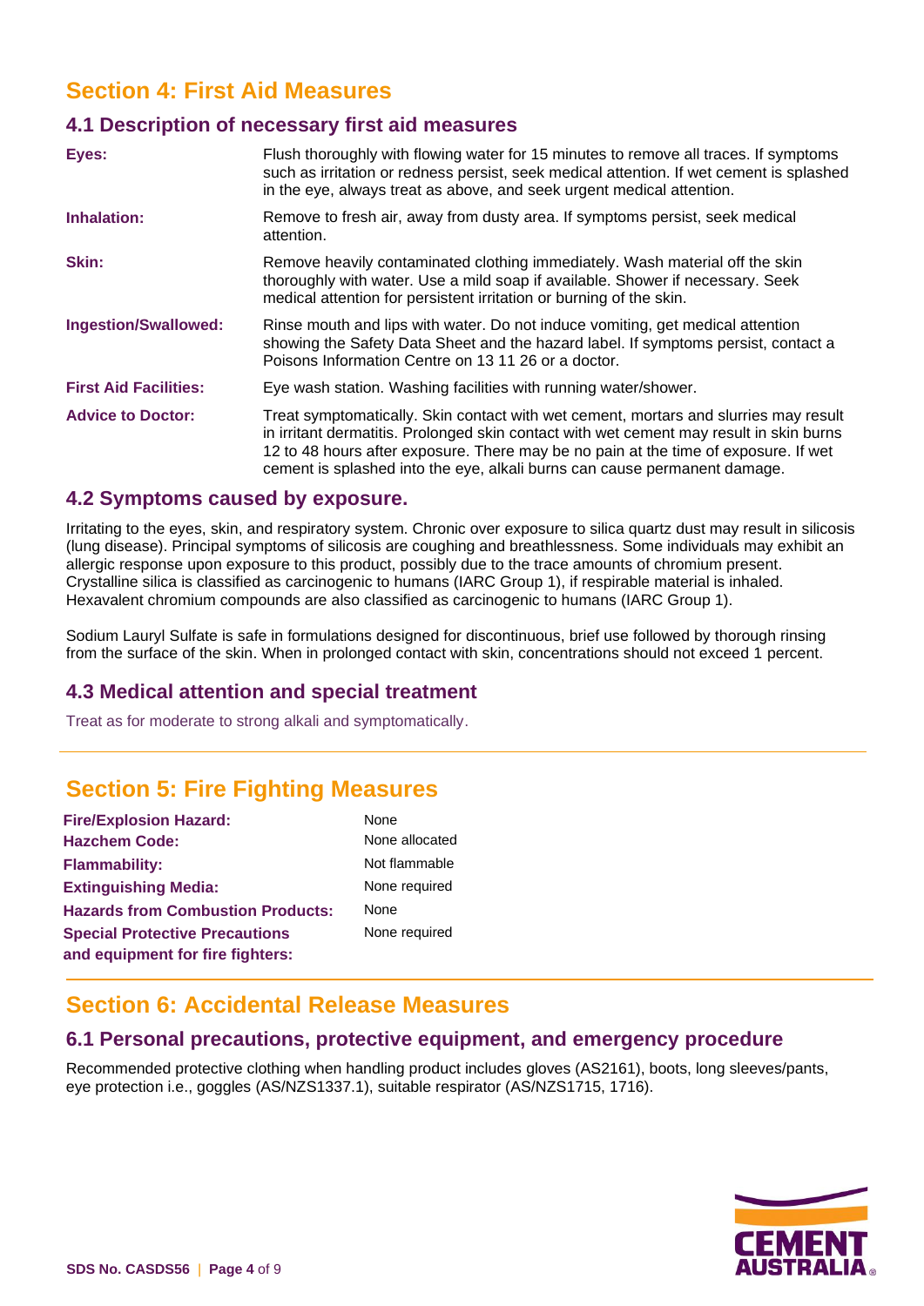## Section 4: First Aid Measures

### 4.1 Description of necessary first aid measures

| | |
|---|---|
| **Eyes:** | Flush thoroughly with flowing water for 15 minutes to remove all traces. If symptoms such as irritation or redness persist, seek medical attention. If wet cement is splashed in the eye, always treat as above, and seek urgent medical attention. |
| **Inhalation:** | Remove to fresh air, away from dusty area. If symptoms persist, seek medical attention. |
| **Skin:** | Remove heavily contaminated clothing immediately. Wash material off the skin thoroughly with water. Use a mild soap if available. Shower if necessary. Seek medical attention for persistent irritation or burning of the skin. |
| **Ingestion/Swallowed:** | Rinse mouth and lips with water. Do not induce vomiting, get medical attention showing the Safety Data Sheet and the hazard label. If symptoms persist, contact a Poisons Information Centre on 13 11 26 or a doctor. |
| **First Aid Facilities:** | Eye wash station. Washing facilities with running water/shower. |
| **Advice to Doctor:** | Treat symptomatically. Skin contact with wet cement, mortars and slurries may result in irritant dermatitis. Prolonged skin contact with wet cement may result in skin burns 12 to 48 hours after exposure. There may be no pain at the time of exposure. If wet cement is splashed into the eye, alkali burns can cause permanent damage. |

### 4.2 Symptoms caused by exposure.

Irritating to the eyes, skin, and respiratory system. Chronic over exposure to silica quartz dust may result in silicosis (lung disease). Principal symptoms of silicosis are coughing and breathlessness. Some individuals may exhibit an allergic response upon exposure to this product, possibly due to the trace amounts of chromium present. Crystalline silica is classified as carcinogenic to humans (IARC Group 1), if respirable material is inhaled. Hexavalent chromium compounds are also classified as carcinogenic to humans (IARC Group 1).

Sodium Lauryl Sulfate is safe in formulations designed for discontinuous, brief use followed by thorough rinsing from the surface of the skin. When in prolonged contact with skin, concentrations should not exceed 1 percent.

### 4.3 Medical attention and special treatment

Treat as for moderate to strong alkali and symptomatically.

## Section 5: Fire Fighting Measures

| | |
|---|---|
| **Fire/Explosion Hazard:** | None |
| **Hazchem Code:** | None allocated |
| **Flammability:** | Not flammable |
| **Extinguishing Media:** | None required |
| **Hazards from Combustion Products:** | None |
| **Special Protective Precautions and equipment for fire fighters:** | None required |

## Section 6: Accidental Release Measures

### 6.1 Personal precautions, protective equipment, and emergency procedure

Recommended protective clothing when handling product includes gloves (AS2161), boots, long sleeves/pants, eye protection i.e., goggles (AS/NZS1337.1), suitable respirator (AS/NZS1715, 1716).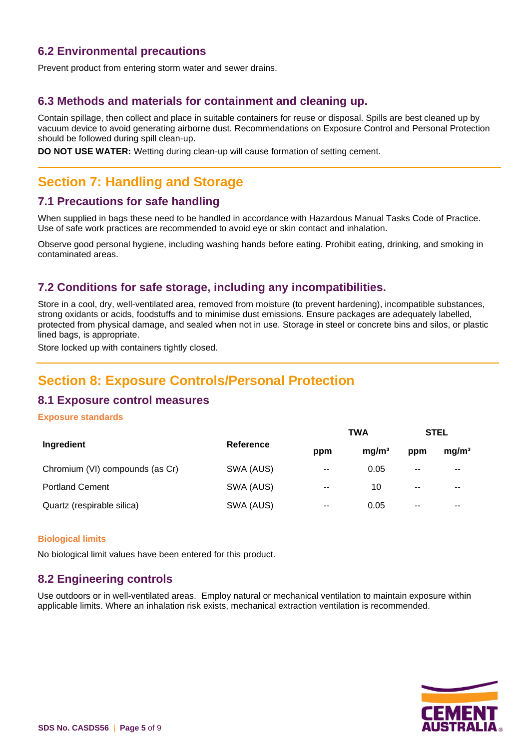### 6.2 Environmental precautions

Prevent product from entering storm water and sewer drains.

### 6.3 Methods and materials for containment and cleaning up.

Contain spillage, then collect and place in suitable containers for reuse or disposal. Spills are best cleaned up by vacuum device to avoid generating airborne dust. Recommendations on Exposure Control and Personal Protection should be followed during spill clean-up.

**DO NOT USE WATER:** Wetting during clean-up will cause formation of setting cement.

## Section 7: Handling and Storage

### 7.1 Precautions for safe handling

When supplied in bags these need to be handled in accordance with Hazardous Manual Tasks Code of Practice. Use of safe work practices are recommended to avoid eye or skin contact and inhalation.

Observe good personal hygiene, including washing hands before eating. Prohibit eating, drinking, and smoking in contaminated areas.

### 7.2 Conditions for safe storage, including any incompatibilities.

Store in a cool, dry, well-ventilated area, removed from moisture (to prevent hardening), incompatible substances, strong oxidants or acids, foodstuffs and to minimise dust emissions. Ensure packages are adequately labelled, protected from physical damage, and sealed when not in use. Storage in steel or concrete bins and silos, or plastic lined bags, is appropriate.

Store locked up with containers tightly closed.

## Section 8: Exposure Controls/Personal Protection

### 8.1 Exposure control measures

**Exposure standards**

| Ingredient | Reference | TWA | | STEL | |
|---|---|---|---|---|---|
| | | ppm | mg/m³ | ppm | mg/m³ |
| Chromium (VI) compounds (as Cr) | SWA (AUS) | -- | 0.05 | -- | -- |
| Portland Cement | SWA (AUS) | -- | 10 | -- | -- |
| Quartz (respirable silica) | SWA (AUS) | -- | 0.05 | -- | -- |

**Biological limits**

No biological limit values have been entered for this product.

### 8.2 Engineering controls

Use outdoors or in well-ventilated areas. Employ natural or mechanical ventilation to maintain exposure within applicable limits. Where an inhalation risk exists, mechanical extraction ventilation is recommended.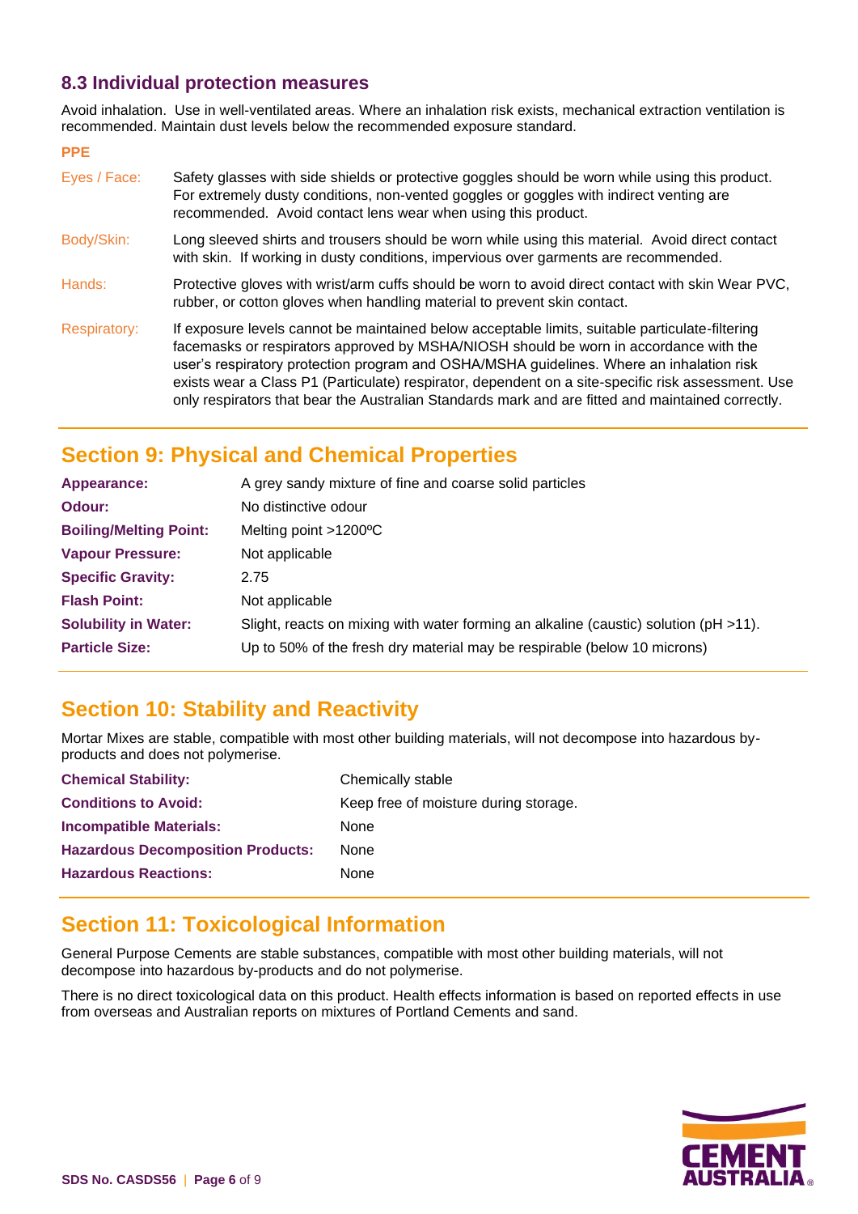### 8.3 Individual protection measures

Avoid inhalation. Use in well-ventilated areas. Where an inhalation risk exists, mechanical extraction ventilation is recommended. Maintain dust levels below the recommended exposure standard.

**PPE**

| | |
|---|---|
| Eyes / Face: | Safety glasses with side shields or protective goggles should be worn while using this product. For extremely dusty conditions, non-vented goggles or goggles with indirect venting are recommended. Avoid contact lens wear when using this product. |
| Body/Skin: | Long sleeved shirts and trousers should be worn while using this material. Avoid direct contact with skin. If working in dusty conditions, impervious over garments are recommended. |
| Hands: | Protective gloves with wrist/arm cuffs should be worn to avoid direct contact with skin Wear PVC, rubber, or cotton gloves when handling material to prevent skin contact. |
| Respiratory: | If exposure levels cannot be maintained below acceptable limits, suitable particulate-filtering facemasks or respirators approved by MSHA/NIOSH should be worn in accordance with the user's respiratory protection program and OSHA/MSHA guidelines. Where an inhalation risk exists wear a Class P1 (Particulate) respirator, dependent on a site-specific risk assessment. Use only respirators that bear the Australian Standards mark and are fitted and maintained correctly. |

## Section 9: Physical and Chemical Properties

| | |
|---|---|
| **Appearance:** | A grey sandy mixture of fine and coarse solid particles |
| **Odour:** | No distinctive odour |
| **Boiling/Melting Point:** | Melting point >1200ºC |
| **Vapour Pressure:** | Not applicable |
| **Specific Gravity:** | 2.75 |
| **Flash Point:** | Not applicable |
| **Solubility in Water:** | Slight, reacts on mixing with water forming an alkaline (caustic) solution (pH >11). |
| **Particle Size:** | Up to 50% of the fresh dry material may be respirable (below 10 microns) |

## Section 10: Stability and Reactivity

Mortar Mixes are stable, compatible with most other building materials, will not decompose into hazardous by-products and does not polymerise.

| | |
|---|---|
| **Chemical Stability:** | Chemically stable |
| **Conditions to Avoid:** | Keep free of moisture during storage. |
| **Incompatible Materials:** | None |
| **Hazardous Decomposition Products:** | None |
| **Hazardous Reactions:** | None |

## Section 11: Toxicological Information

General Purpose Cements are stable substances, compatible with most other building materials, will not decompose into hazardous by-products and do not polymerise.

There is no direct toxicological data on this product. Health effects information is based on reported effects in use from overseas and Australian reports on mixtures of Portland Cements and sand.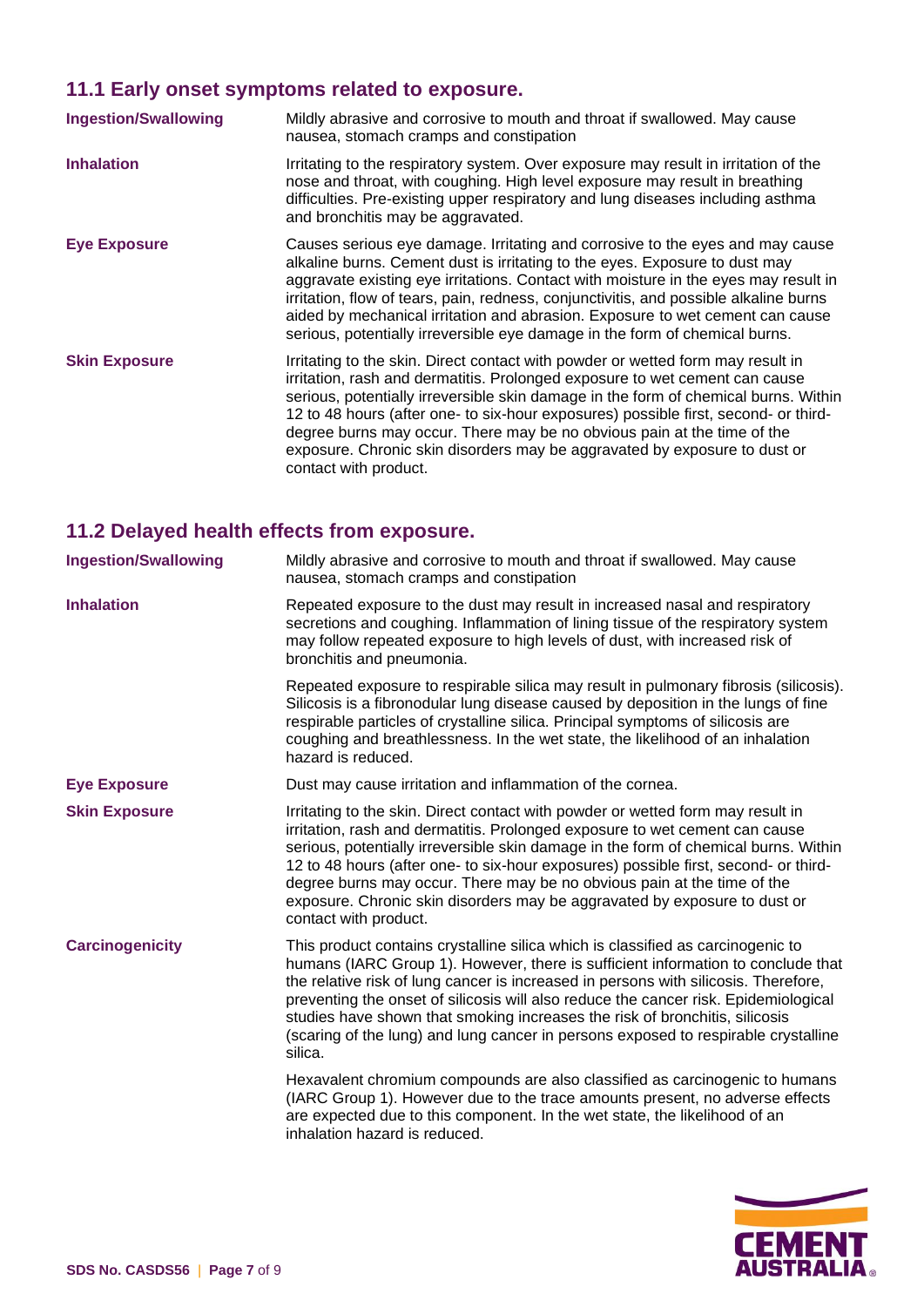## 11.1 Early onset symptoms related to exposure.

| | |
|---|---|
| **Ingestion/Swallowing** | Mildly abrasive and corrosive to mouth and throat if swallowed. May cause nausea, stomach cramps and constipation |
| **Inhalation** | Irritating to the respiratory system. Over exposure may result in irritation of the nose and throat, with coughing. High level exposure may result in breathing difficulties. Pre-existing upper respiratory and lung diseases including asthma and bronchitis may be aggravated. |
| **Eye Exposure** | Causes serious eye damage. Irritating and corrosive to the eyes and may cause alkaline burns. Cement dust is irritating to the eyes. Exposure to dust may aggravate existing eye irritations. Contact with moisture in the eyes may result in irritation, flow of tears, pain, redness, conjunctivitis, and possible alkaline burns aided by mechanical irritation and abrasion. Exposure to wet cement can cause serious, potentially irreversible eye damage in the form of chemical burns. |
| **Skin Exposure** | Irritating to the skin. Direct contact with powder or wetted form may result in irritation, rash and dermatitis. Prolonged exposure to wet cement can cause serious, potentially irreversible skin damage in the form of chemical burns. Within 12 to 48 hours (after one- to six-hour exposures) possible first, second- or third-degree burns may occur. There may be no obvious pain at the time of the exposure. Chronic skin disorders may be aggravated by exposure to dust or contact with product. |

## 11.2 Delayed health effects from exposure.

| | |
|---|---|
| **Ingestion/Swallowing** | Mildly abrasive and corrosive to mouth and throat if swallowed. May cause nausea, stomach cramps and constipation |
| **Inhalation** | Repeated exposure to the dust may result in increased nasal and respiratory secretions and coughing. Inflammation of lining tissue of the respiratory system may follow repeated exposure to high levels of dust, with increased risk of bronchitis and pneumonia.<br><br>Repeated exposure to respirable silica may result in pulmonary fibrosis (silicosis). Silicosis is a fibronodular lung disease caused by deposition in the lungs of fine respirable particles of crystalline silica. Principal symptoms of silicosis are coughing and breathlessness. In the wet state, the likelihood of an inhalation hazard is reduced. |
| **Eye Exposure** | Dust may cause irritation and inflammation of the cornea. |
| **Skin Exposure** | Irritating to the skin. Direct contact with powder or wetted form may result in irritation, rash and dermatitis. Prolonged exposure to wet cement can cause serious, potentially irreversible skin damage in the form of chemical burns. Within 12 to 48 hours (after one- to six-hour exposures) possible first, second- or third-degree burns may occur. There may be no obvious pain at the time of the exposure. Chronic skin disorders may be aggravated by exposure to dust or contact with product. |
| **Carcinogenicity** | This product contains crystalline silica which is classified as carcinogenic to humans (IARC Group 1). However, there is sufficient information to conclude that the relative risk of lung cancer is increased in persons with silicosis. Therefore, preventing the onset of silicosis will also reduce the cancer risk. Epidemiological studies have shown that smoking increases the risk of bronchitis, silicosis (scaring of the lung) and lung cancer in persons exposed to respirable crystalline silica.<br><br>Hexavalent chromium compounds are also classified as carcinogenic to humans (IARC Group 1). However due to the trace amounts present, no adverse effects are expected due to this component. In the wet state, the likelihood of an inhalation hazard is reduced. |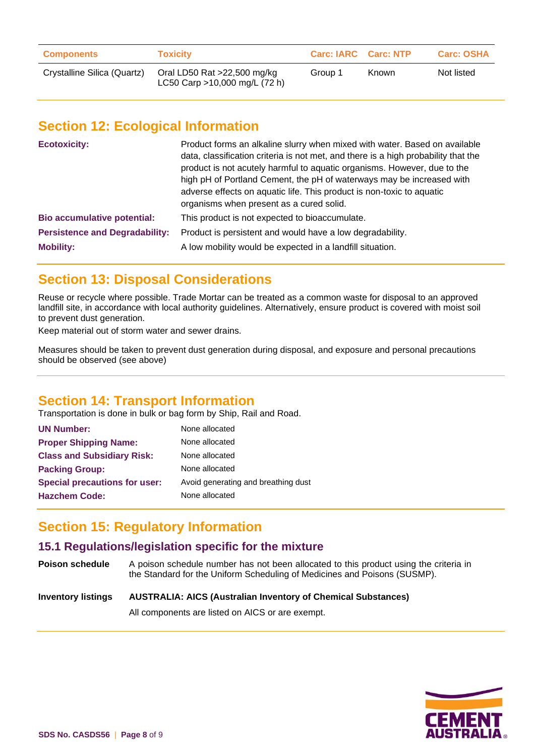| Components | Toxicity | Carc: IARC | Carc: NTP | Carc: OSHA |
|---|---|---|---|---|
| Crystalline Silica (Quartz) | Oral LD50 Rat >22,500 mg/kg<br>LC50 Carp >10,000 mg/L (72 h) | Group 1 | Known | Not listed |

## Section 12: Ecological Information

**Ecotoxicity:** Product forms an alkaline slurry when mixed with water. Based on available data, classification criteria is not met, and there is a high probability that the product is not acutely harmful to aquatic organisms. However, due to the high pH of Portland Cement, the pH of waterways may be increased with adverse effects on aquatic life. This product is non-toxic to aquatic organisms when present as a cured solid.

**Bio accumulative potential:** This product is not expected to bioaccumulate.

**Persistence and Degradability:** Product is persistent and would have a low degradability.

**Mobility:** A low mobility would be expected in a landfill situation.

## Section 13: Disposal Considerations

Reuse or recycle where possible. Trade Mortar can be treated as a common waste for disposal to an approved landfill site, in accordance with local authority guidelines. Alternatively, ensure product is covered with moist soil to prevent dust generation.

Keep material out of storm water and sewer drains.

Measures should be taken to prevent dust generation during disposal, and exposure and personal precautions should be observed (see above)

## Section 14: Transport Information

Transportation is done in bulk or bag form by Ship, Rail and Road.

**UN Number:** None allocated

**Proper Shipping Name:** None allocated

**Class and Subsidiary Risk:** None allocated

**Packing Group:** None allocated

**Special precautions for user:** Avoid generating and breathing dust

**Hazchem Code:** None allocated

## Section 15: Regulatory Information

### 15.1 Regulations/legislation specific for the mixture

**Poison schedule** A poison schedule number has not been allocated to this product using the criteria in the Standard for the Uniform Scheduling of Medicines and Poisons (SUSMP).

**Inventory listings** **AUSTRALIA: AICS (Australian Inventory of Chemical Substances)**

All components are listed on AICS or are exempt.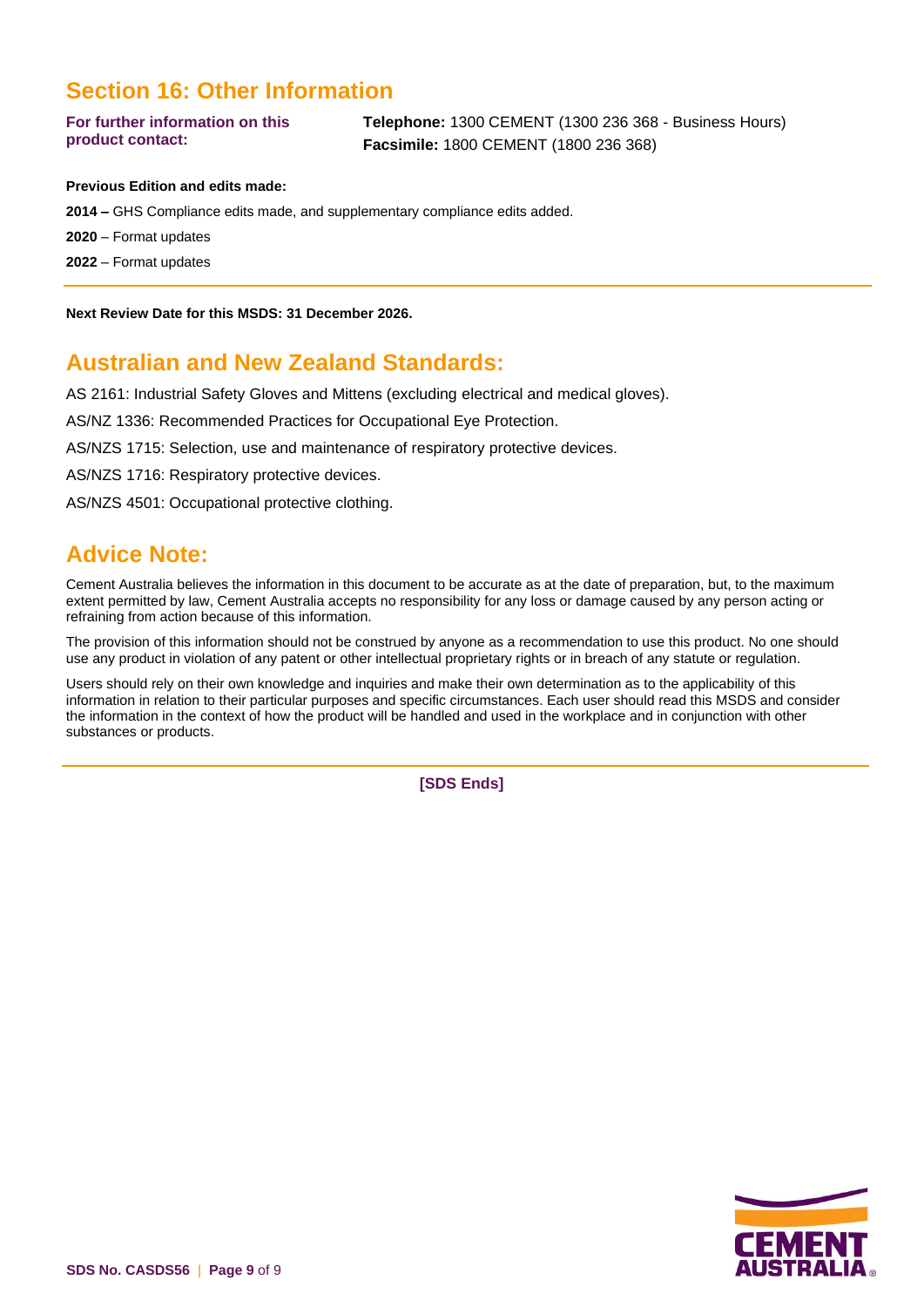## Section 16: Other Information

**For further information on this product contact:**

**Telephone:** 1300 CEMENT (1300 236 368 - Business Hours)
**Facsimile:** 1800 CEMENT (1800 236 368)

**Previous Edition and edits made:**

**2014 –** GHS Compliance edits made, and supplementary compliance edits added.

**2020** – Format updates

**2022** – Format updates

**Next Review Date for this MSDS: 31 December 2026.**

## Australian and New Zealand Standards:

AS 2161: Industrial Safety Gloves and Mittens (excluding electrical and medical gloves).

AS/NZ 1336: Recommended Practices for Occupational Eye Protection.

AS/NZS 1715: Selection, use and maintenance of respiratory protective devices.

AS/NZS 1716: Respiratory protective devices.

AS/NZS 4501: Occupational protective clothing.

## Advice Note:

Cement Australia believes the information in this document to be accurate as at the date of preparation, but, to the maximum extent permitted by law, Cement Australia accepts no responsibility for any loss or damage caused by any person acting or refraining from action because of this information.

The provision of this information should not be construed by anyone as a recommendation to use this product. No one should use any product in violation of any patent or other intellectual proprietary rights or in breach of any statute or regulation.

Users should rely on their own knowledge and inquiries and make their own determination as to the applicability of this information in relation to their particular purposes and specific circumstances. Each user should read this MSDS and consider the information in the context of how the product will be handled and used in the workplace and in conjunction with other substances or products.

**[SDS Ends]**